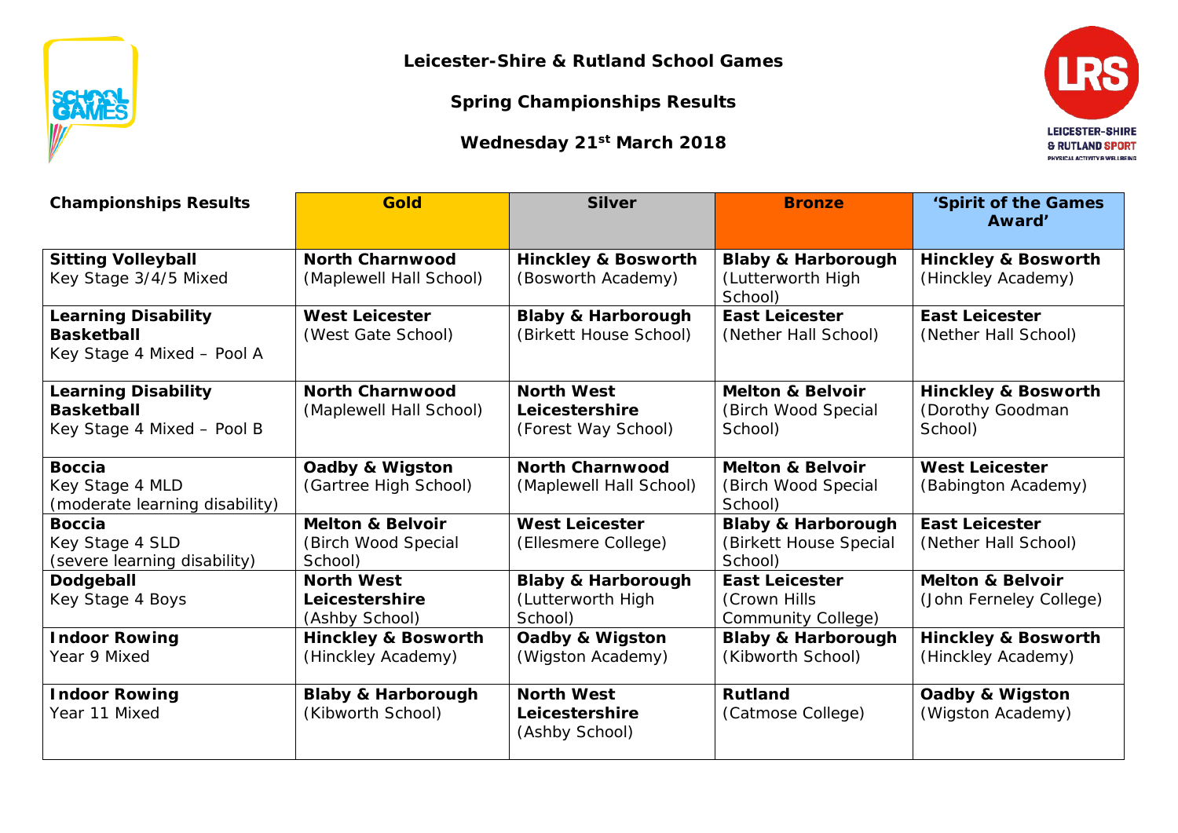**Leicester-Shire & Rutland School Games**

**Spring Championships Results**

**Wednesday 21st March 2018**

| Championships Results | Gold | Silver | Bronze | 'Spirit of the Games Award' |
|---|---|---|---|---|
| **Sitting Volleyball**<br>Key Stage 3/4/5 Mixed | **North Charnwood**<br>(Maplewell Hall School) | **Hinckley & Bosworth**<br>(Bosworth Academy) | **Blaby & Harborough**<br>(Lutterworth High School) | **Hinckley & Bosworth**<br>(Hinckley Academy) |
| **Learning Disability Basketball**<br>Key Stage 4 Mixed – Pool A | **West Leicester**<br>(West Gate School) | **Blaby & Harborough**<br>(Birkett House School) | **East Leicester**<br>(Nether Hall School) | **East Leicester**<br>(Nether Hall School) |
| **Learning Disability Basketball**<br>Key Stage 4 Mixed – Pool B | **North Charnwood**<br>(Maplewell Hall School) | **North West Leicestershire**<br>(Forest Way School) | **Melton & Belvoir**<br>(Birch Wood Special School) | **Hinckley & Bosworth**<br>(Dorothy Goodman School) |
| **Boccia**<br>Key Stage 4 MLD<br>(moderate learning disability) | **Oadby & Wigston**<br>(Gartree High School) | **North Charnwood**<br>(Maplewell Hall School) | **Melton & Belvoir**<br>(Birch Wood Special School) | **West Leicester**<br>(Babington Academy) |
| **Boccia**<br>Key Stage 4 SLD<br>(severe learning disability) | **Melton & Belvoir**<br>(Birch Wood Special School) | **West Leicester**<br>(Ellesmere College) | **Blaby & Harborough**<br>(Birkett House Special School) | **East Leicester**<br>(Nether Hall School) |
| **Dodgeball**<br>Key Stage 4 Boys | **North West Leicestershire**<br>(Ashby School) | **Blaby & Harborough**<br>(Lutterworth High School) | **East Leicester**<br>(Crown Hills Community College) | **Melton & Belvoir**<br>(John Ferneley College) |
| **Indoor Rowing**<br>Year 9 Mixed | **Hinckley & Bosworth**<br>(Hinckley Academy) | **Oadby & Wigston**<br>(Wigston Academy) | **Blaby & Harborough**<br>(Kibworth School) | **Hinckley & Bosworth**<br>(Hinckley Academy) |
| **Indoor Rowing**<br>Year 11 Mixed | **Blaby & Harborough**<br>(Kibworth School) | **North West Leicestershire**<br>(Ashby School) | **Rutland**<br>(Catmose College) | **Oadby & Wigston**<br>(Wigston Academy) |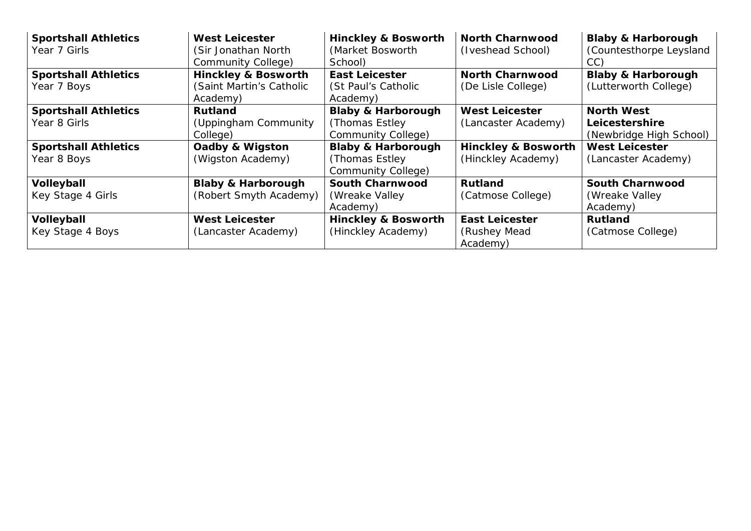| **Sportshall Athletics** Year 7 Girls | **West Leicester** (Sir Jonathan North Community College) | **Hinckley & Bosworth** (Market Bosworth School) | **North Charnwood** (Iveshead School) | **Blaby & Harborough** (Countesthorpe Leysland CC) |
|---|---|---|---|---|
| **Sportshall Athletics** Year 7 Boys | **Hinckley & Bosworth** (Saint Martin's Catholic Academy) | **East Leicester** (St Paul's Catholic Academy) | **North Charnwood** (De Lisle College) | **Blaby & Harborough** (Lutterworth College) |
| **Sportshall Athletics** Year 8 Girls | **Rutland** (Uppingham Community College) | **Blaby & Harborough** (Thomas Estley Community College) | **West Leicester** (Lancaster Academy) | **North West Leicestershire** (Newbridge High School) |
| **Sportshall Athletics** Year 8 Boys | **Oadby & Wigston** (Wigston Academy) | **Blaby & Harborough** (Thomas Estley Community College) | **Hinckley & Bosworth** (Hinckley Academy) | **West Leicester** (Lancaster Academy) |
| **Volleyball** Key Stage 4 Girls | **Blaby & Harborough** (Robert Smyth Academy) | **South Charnwood** (Wreake Valley Academy) | **Rutland** (Catmose College) | **South Charnwood** (Wreake Valley Academy) |
| **Volleyball** Key Stage 4 Boys | **West Leicester** (Lancaster Academy) | **Hinckley & Bosworth** (Hinckley Academy) | **East Leicester** (Rushey Mead Academy) | **Rutland** (Catmose College) |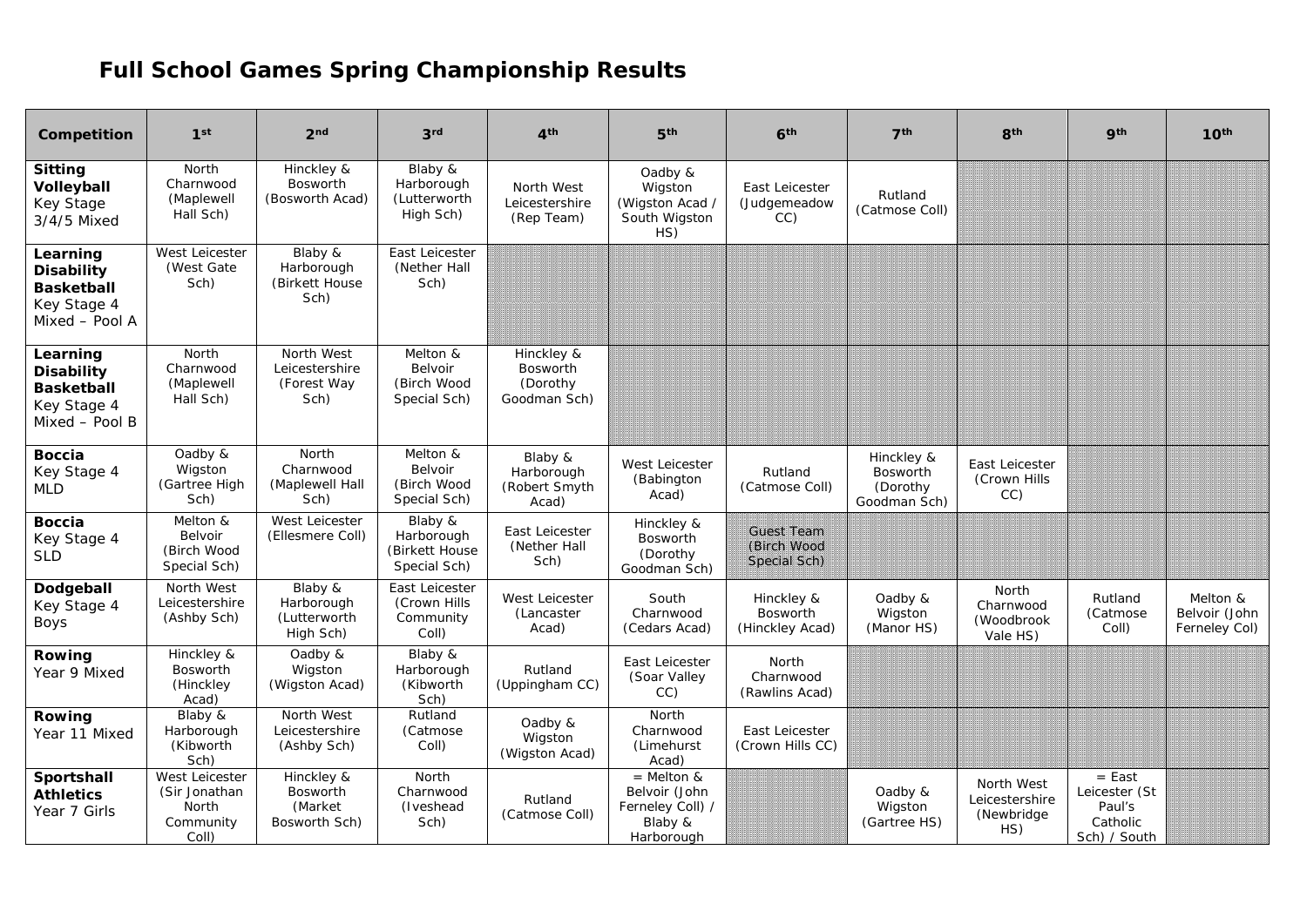## Full School Games Spring Championship Results

| Competition | 1st | 2nd | 3rd | 4th | 5th | 6th | 7th | 8th | 9th | 10th |
|---|---|---|---|---|---|---|---|---|---|---|
| **Sitting Volleyball** Key Stage 3/4/5 Mixed | North Charnwood (Maplewell Hall Sch) | Hinckley & Bosworth (Bosworth Acad) | Blaby & Harborough (Lutterworth High Sch) | North West Leicestershire (Rep Team) | Oadby & Wigston (Wigston Acad / South Wigston HS) | East Leicester (Judgemeadow CC) | Rutland (Catmose Coll) | | | |
| **Learning Disability Basketball** Key Stage 4 Mixed – Pool A | West Leicester (West Gate Sch) | Blaby & Harborough (Birkett House Sch) | East Leicester (Nether Hall Sch) | | | | | | | |
| **Learning Disability Basketball** Key Stage 4 Mixed – Pool B | North Charnwood (Maplewell Hall Sch) | North West Leicestershire (Forest Way Sch) | Melton & Belvoir (Birch Wood Special Sch) | Hinckley & Bosworth (Dorothy Goodman Sch) | | | | | | |
| **Boccia** Key Stage 4 MLD | Oadby & Wigston (Gartree High Sch) | North Charnwood (Maplewell Hall Sch) | Melton & Belvoir (Birch Wood Special Sch) | Blaby & Harborough (Robert Smyth Acad) | West Leicester (Babington Acad) | Rutland (Catmose Coll) | Hinckley & Bosworth (Dorothy Goodman Sch) | East Leicester (Crown Hills CC) | | |
| **Boccia** Key Stage 4 SLD | Melton & Belvoir (Birch Wood Special Sch) | West Leicester (Ellesmere Coll) | Blaby & Harborough (Birkett House Special Sch) | East Leicester (Nether Hall Sch) | Hinckley & Bosworth (Dorothy Goodman Sch) | Guest Team (Birch Wood Special Sch) | | | | |
| **Dodgeball** Key Stage 4 Boys | North West Leicestershire (Ashby Sch) | Blaby & Harborough (Lutterworth High Sch) | East Leicester (Crown Hills Community Coll) | West Leicester (Lancaster Acad) | South Charnwood (Cedars Acad) | Hinckley & Bosworth (Hinckley Acad) | Oadby & Wigston (Manor HS) | North Charnwood (Woodbrook Vale HS) | Rutland (Catmose Coll) | Melton & Belvoir (John Ferneley Col) |
| **Rowing** Year 9 Mixed | Hinckley & Bosworth (Hinckley Acad) | Oadby & Wigston (Wigston Acad) | Blaby & Harborough (Kibworth Sch) | Rutland (Uppingham CC) | East Leicester (Soar Valley CC) | North Charnwood (Rawlins Acad) | | | | |
| **Rowing** Year 11 Mixed | Blaby & Harborough (Kibworth Sch) | North West Leicestershire (Ashby Sch) | Rutland (Catmose Coll) | Oadby & Wigston (Wigston Acad) | North Charnwood (Limehurst Acad) | East Leicester (Crown Hills CC) | | | | |
| **Sportshall Athletics** Year 7 Girls | West Leicester (Sir Jonathan North Community Coll) | Hinckley & Bosworth (Market Bosworth Sch) | North Charnwood (Iveshead Sch) | Rutland (Catmose Coll) | = Melton & Belvoir (John Ferneley Coll) / Blaby & Harborough | | Oadby & Wigston (Gartree HS) | North West Leicestershire (Newbridge HS) | = East Leicester (St Paul's Catholic Sch) / South | |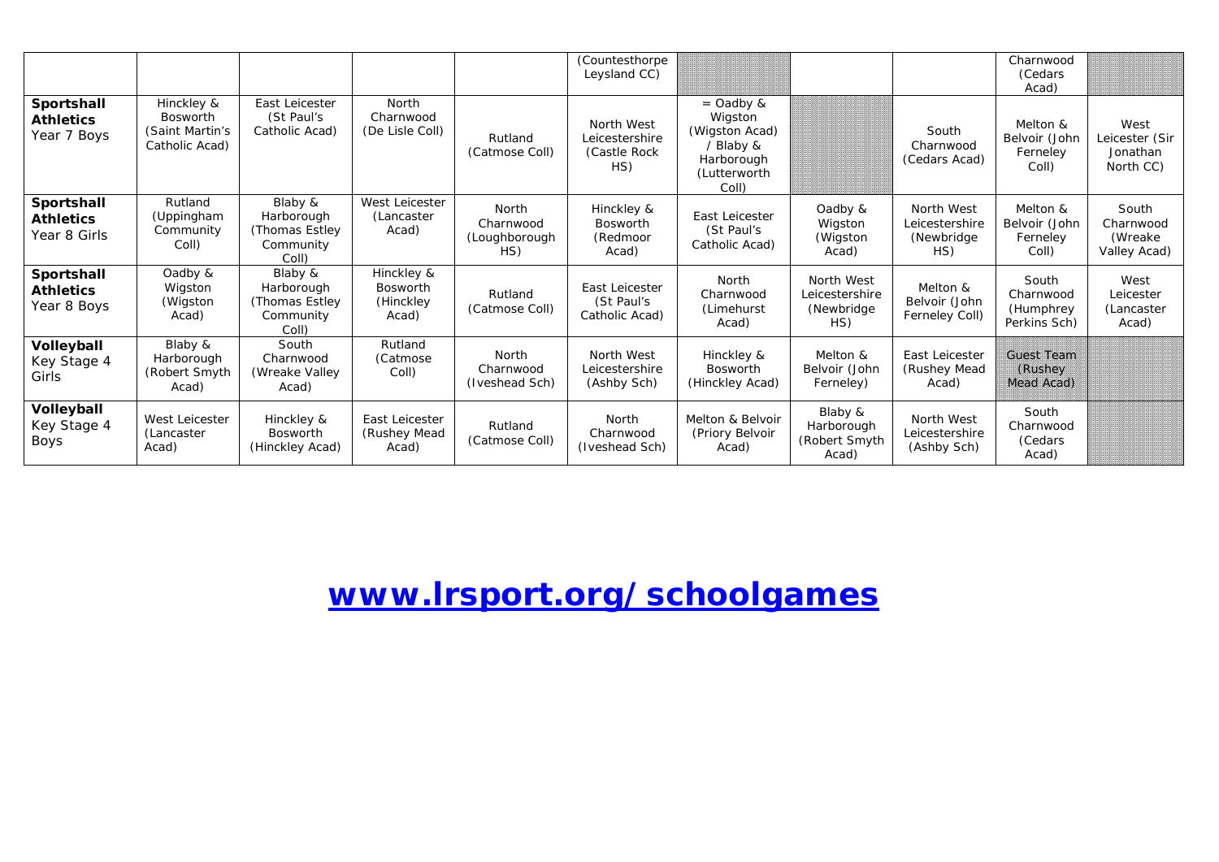| | | | | | | | | | | |
|---|---|---|---|---|---|---|---|---|---|---|
| | | | | | (Countesthorpe Leysland CC) | | | | Charnwood (Cedars Acad) | |
| **Sportshall Athletics** Year 7 Boys | Hinckley & Bosworth (Saint Martin's Catholic Acad) | East Leicester (St Paul's Catholic Acad) | North Charnwood (De Lisle Coll) | Rutland (Catmose Coll) | North West Leicestershire (Castle Rock HS) | = Oadby & Wigston (Wigston Acad) / Blaby & Harborough (Lutterworth Coll) | | South Charnwood (Cedars Acad) | Melton & Belvoir (John Ferneley Coll) | West Leicester (Sir Jonathan North CC) |
| **Sportshall Athletics** Year 8 Girls | Rutland (Uppingham Community Coll) | Blaby & Harborough (Thomas Estley Community Coll) | West Leicester (Lancaster Acad) | North Charnwood (Loughborough HS) | Hinckley & Bosworth (Redmoor Acad) | East Leicester (St Paul's Catholic Acad) | Oadby & Wigston (Wigston Acad) | North West Leicestershire (Newbridge HS) | Melton & Belvoir (John Ferneley Coll) | South Charnwood (Wreake Valley Acad) |
| **Sportshall Athletics** Year 8 Boys | Oadby & Wigston (Wigston Acad) | Blaby & Harborough (Thomas Estley Community Coll) | Hinckley & Bosworth (Hinckley Acad) | Rutland (Catmose Coll) | East Leicester (St Paul's Catholic Acad) | North Charnwood (Limehurst Acad) | North West Leicestershire (Newbridge HS) | Melton & Belvoir (John Ferneley Coll) | South Charnwood (Humphrey Perkins Sch) | West Leicester (Lancaster Acad) |
| **Volleyball** Key Stage 4 Girls | Blaby & Harborough (Robert Smyth Acad) | South Charnwood (Wreake Valley Acad) | Rutland (Catmose Coll) | North Charnwood (Iveshead Sch) | North West Leicestershire (Ashby Sch) | Hinckley & Bosworth (Hinckley Acad) | Melton & Belvoir (John Ferneley) | East Leicester (Rushey Mead Acad) | Guest Team (Rushey Mead Acad) | |
| **Volleyball** Key Stage 4 Boys | West Leicester (Lancaster Acad) | Hinckley & Bosworth (Hinckley Acad) | East Leicester (Rushey Mead Acad) | Rutland (Catmose Coll) | North Charnwood (Iveshead Sch) | Melton & Belvoir (Priory Belvoir Acad) | Blaby & Harborough (Robert Smyth Acad) | North West Leicestershire (Ashby Sch) | South Charnwood (Cedars Acad) | |

## **www.lrsport.org/schoolgames**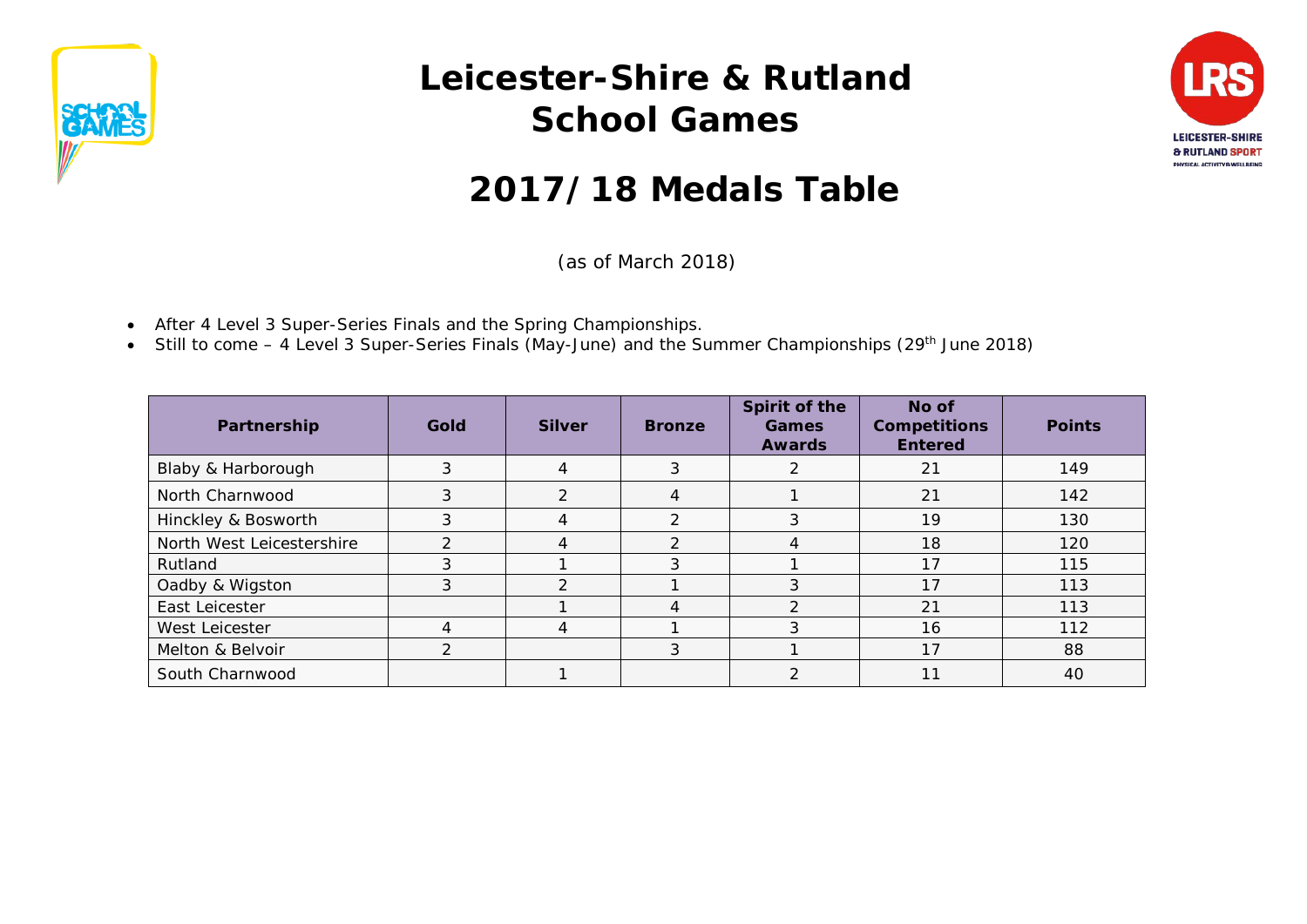# Leicester-Shire & Rutland School Games

## 2017/18 Medals Table

(as of March 2018)

- After 4 Level 3 Super-Series Finals and the Spring Championships.
- Still to come – 4 Level 3 Super-Series Finals (May-June) and the Summer Championships (29th June 2018)

| Partnership | Gold | Silver | Bronze | Spirit of the Games Awards | No of Competitions Entered | Points |
|---|---|---|---|---|---|---|
| Blaby & Harborough | 3 | 4 | 3 | 2 | 21 | 149 |
| North Charnwood | 3 | 2 | 4 | 1 | 21 | 142 |
| Hinckley & Bosworth | 3 | 4 | 2 | 3 | 19 | 130 |
| North West Leicestershire | 2 | 4 | 2 | 4 | 18 | 120 |
| Rutland | 3 | 1 | 3 | 1 | 17 | 115 |
| Oadby & Wigston | 3 | 2 | 1 | 3 | 17 | 113 |
| East Leicester | | 1 | 4 | 2 | 21 | 113 |
| West Leicester | 4 | 4 | 1 | 3 | 16 | 112 |
| Melton & Belvoir | 2 | | 3 | 1 | 17 | 88 |
| South Charnwood | | 1 | | 2 | 11 | 40 |